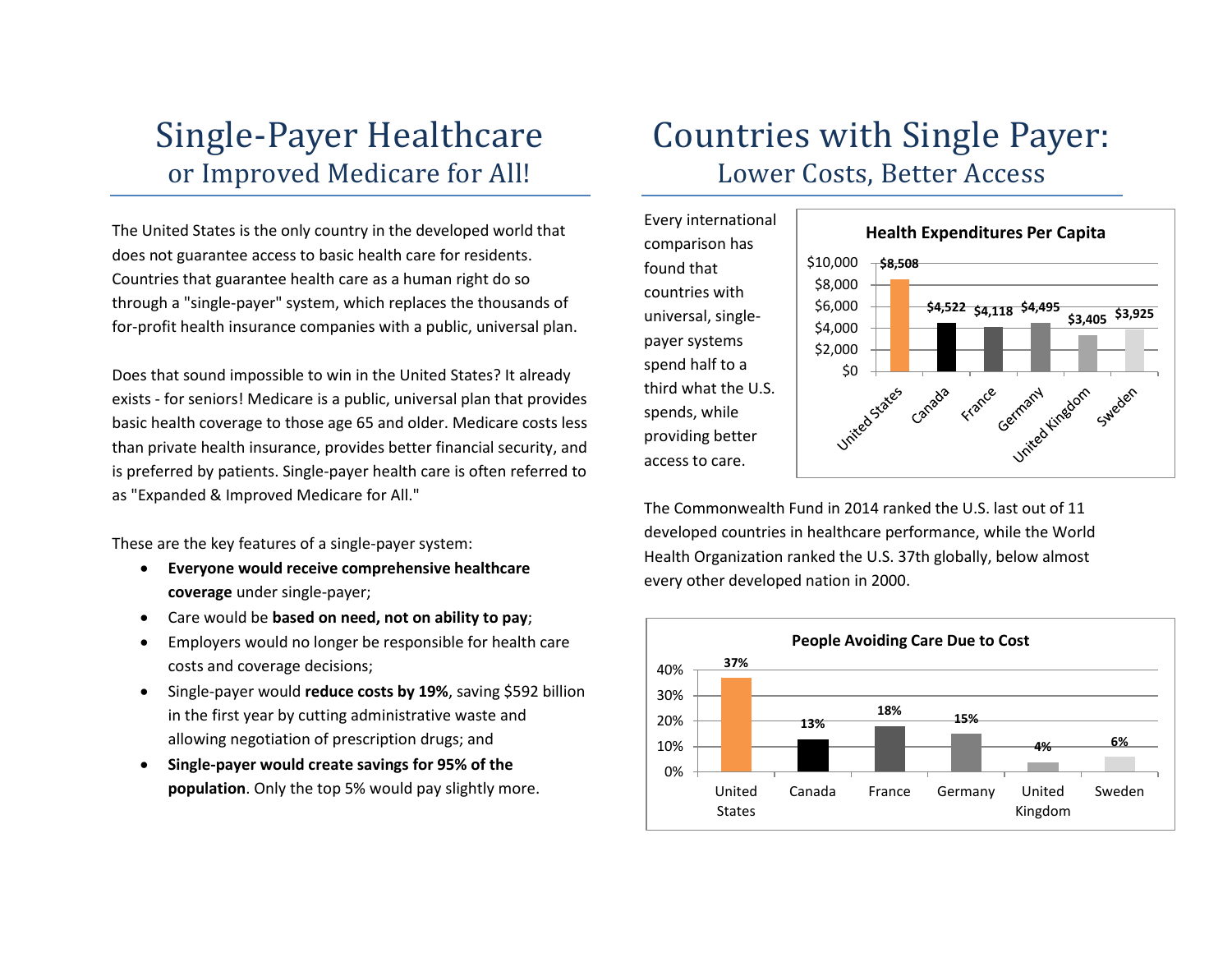# Single-Payer Healthcare
## or Improved Medicare for All!

The United States is the only country in the developed world that does not guarantee access to basic health care for residents. Countries that guarantee health care as a human right do so through a "single-payer" system, which replaces the thousands of for-profit health insurance companies with a public, universal plan.

Does that sound impossible to win in the United States? It already exists - for seniors! Medicare is a public, universal plan that provides basic health coverage to those age 65 and older. Medicare costs less than private health insurance, provides better financial security, and is preferred by patients. Single-payer health care is often referred to as "Expanded & Improved Medicare for All."

These are the key features of a single-payer system:

- **Everyone would receive comprehensive healthcare coverage** under single-payer;
- Care would be **based on need, not on ability to pay**;
- Employers would no longer be responsible for health care costs and coverage decisions;
- Single-payer would **reduce costs by 19%**, saving $592 billion in the first year by cutting administrative waste and allowing negotiation of prescription drugs; and
- **Single-payer would create savings for 95% of the population**. Only the top 5% would pay slightly more.

# Countries with Single Payer:
## Lower Costs, Better Access

Every international comparison has found that countries with universal, single-payer systems spend half to a third what the U.S. spends, while providing better access to care.

**Health Expenditures Per Capita**

| Country | Health Expenditures Per Capita |
|---|---|
| United States | $8,508 |
| Canada | $4,522 |
| France | $4,118 |
| Germany | $4,495 |
| United Kingdom | $3,405 |
| Sweden | $3,925 |

The Commonwealth Fund in 2014 ranked the U.S. last out of 11 developed countries in healthcare performance, while the World Health Organization ranked the U.S. 37th globally, below almost every other developed nation in 2000.

**People Avoiding Care Due to Cost**

| Country | People Avoiding Care Due to Cost |
|---|---|
| United States | 37% |
| Canada | 13% |
| France | 18% |
| Germany | 15% |
| United Kingdom | 4% |
| Sweden | 6% |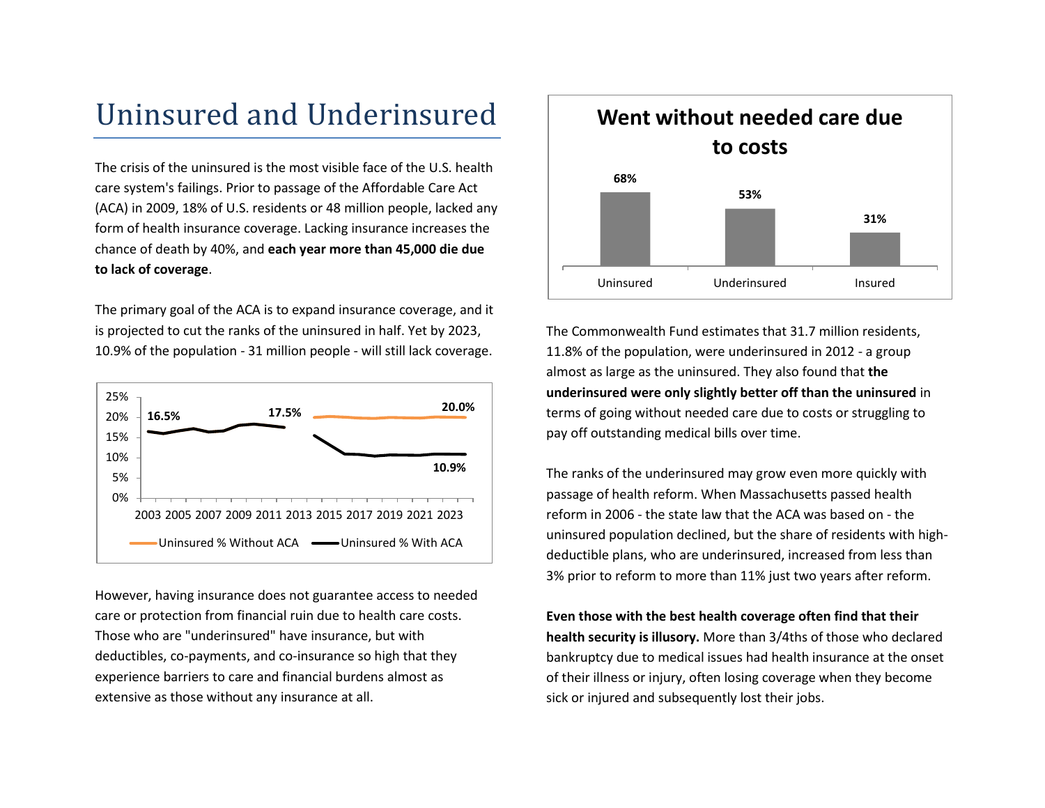# Uninsured and Underinsured

The crisis of the uninsured is the most visible face of the U.S. health care system's failings. Prior to passage of the Affordable Care Act (ACA) in 2009, 18% of U.S. residents or 48 million people, lacked any form of health insurance coverage. Lacking insurance increases the chance of death by 40%, and **each year more than 45,000 die due to lack of coverage**.

The primary goal of the ACA is to expand insurance coverage, and it is projected to cut the ranks of the uninsured in half. Yet by 2023, 10.9% of the population - 31 million people - will still lack coverage.

However, having insurance does not guarantee access to needed care or protection from financial ruin due to health care costs. Those who are "underinsured" have insurance, but with deductibles, co-payments, and co-insurance so high that they experience barriers to care and financial burdens almost as extensive as those without any insurance at all.

**Went without needed care due to costs**

| Uninsured | Underinsured | Insured |
|---|---|---|
| 68% | 53% | 31% |

The Commonwealth Fund estimates that 31.7 million residents, 11.8% of the population, were underinsured in 2012 - a group almost as large as the uninsured. They also found that **the underinsured were only slightly better off than the uninsured** in terms of going without needed care due to costs or struggling to pay off outstanding medical bills over time.

The ranks of the underinsured may grow even more quickly with passage of health reform. When Massachusetts passed health reform in 2006 - the state law that the ACA was based on - the uninsured population declined, but the share of residents with high-deductible plans, who are underinsured, increased from less than 3% prior to reform to more than 11% just two years after reform.

**Even those with the best health coverage often find that their health security is illusory.** More than 3/4ths of those who declared bankruptcy due to medical issues had health insurance at the onset of their illness or injury, often losing coverage when they become sick or injured and subsequently lost their jobs.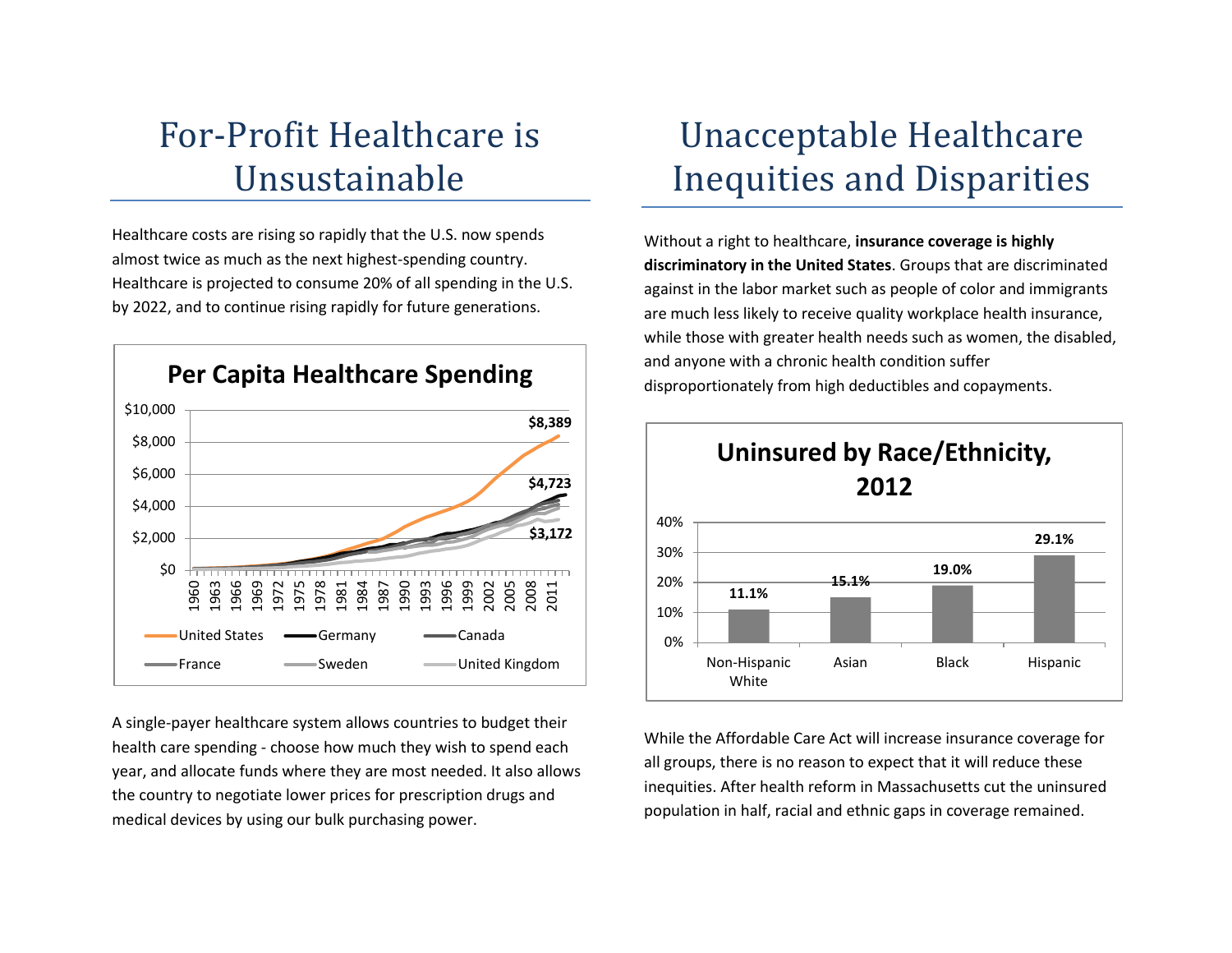# For-Profit Healthcare is Unsustainable

Healthcare costs are rising so rapidly that the U.S. now spends almost twice as much as the next highest-spending country. Healthcare is projected to consume 20% of all spending in the U.S. by 2022, and to continue rising rapidly for future generations.

**Per Capita Healthcare Spending**

$8,389

$4,723

$3,172

United States, Germany, Canada, France, Sweden, United Kingdom

A single-payer healthcare system allows countries to budget their health care spending - choose how much they wish to spend each year, and allocate funds where they are most needed. It also allows the country to negotiate lower prices for prescription drugs and medical devices by using our bulk purchasing power.

# Unacceptable Healthcare Inequities and Disparities

Without a right to healthcare, **insurance coverage is highly discriminatory in the United States**. Groups that are discriminated against in the labor market such as people of color and immigrants are much less likely to receive quality workplace health insurance, while those with greater health needs such as women, the disabled, and anyone with a chronic health condition suffer disproportionately from high deductibles and copayments.

**Uninsured by Race/Ethnicity, 2012**

| Non-Hispanic White | Asian | Black | Hispanic |
|---|---|---|---|
| 11.1% | 15.1% | 19.0% | 29.1% |

While the Affordable Care Act will increase insurance coverage for all groups, there is no reason to expect that it will reduce these inequities. After health reform in Massachusetts cut the uninsured population in half, racial and ethnic gaps in coverage remained.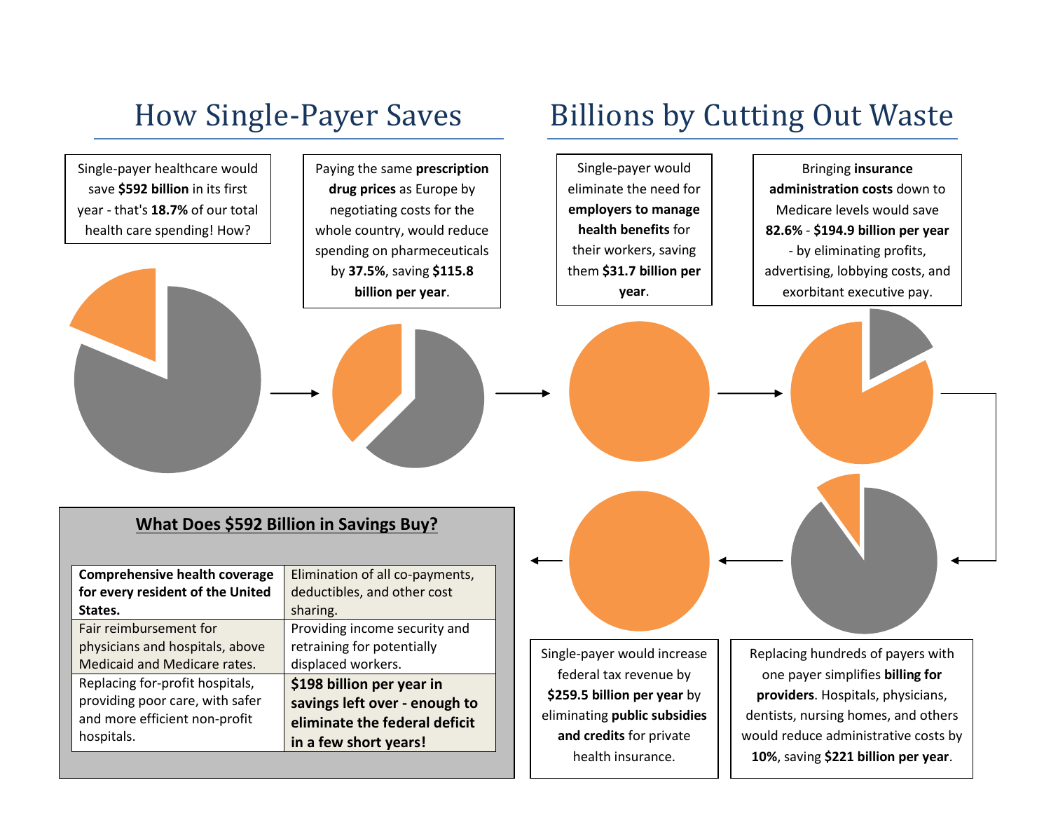# How Single-Payer Saves Billions by Cutting Out Waste

Single-payer healthcare would save **$592 billion** in its first year - that's **18.7%** of our total health care spending! How?

Paying the same **prescription drug prices** as Europe by negotiating costs for the whole country, would reduce spending on pharmaceuticals by **37.5%**, saving **$115.8 billion per year**.

Single-payer would eliminate the need for **employers to manage health benefits** for their workers, saving them **$31.7 billion per year**.

Bringing **insurance administration costs** down to Medicare levels would save **82.6%** - **$194.9 billion per year** - by eliminating profits, advertising, lobbying costs, and exorbitant executive pay.

Replacing hundreds of payers with one payer simplifies **billing for providers**. Hospitals, physicians, dentists, nursing homes, and others would reduce administrative costs by **10%**, saving **$221 billion per year**.

Single-payer would increase federal tax revenue by **$259.5 billion per year** by eliminating **public subsidies and credits** for private health insurance.

## What Does $592 Billion in Savings Buy?

| | |
|---|---|
| **Comprehensive health coverage for every resident of the United States.** | Elimination of all co-payments, deductibles, and other cost sharing. |
| Fair reimbursement for physicians and hospitals, above Medicaid and Medicare rates. | Providing income security and retraining for potentially displaced workers. |
| Replacing for-profit hospitals, providing poor care, with safer and more efficient non-profit hospitals. | **$198 billion per year in savings left over - enough to eliminate the federal deficit in a few short years!** |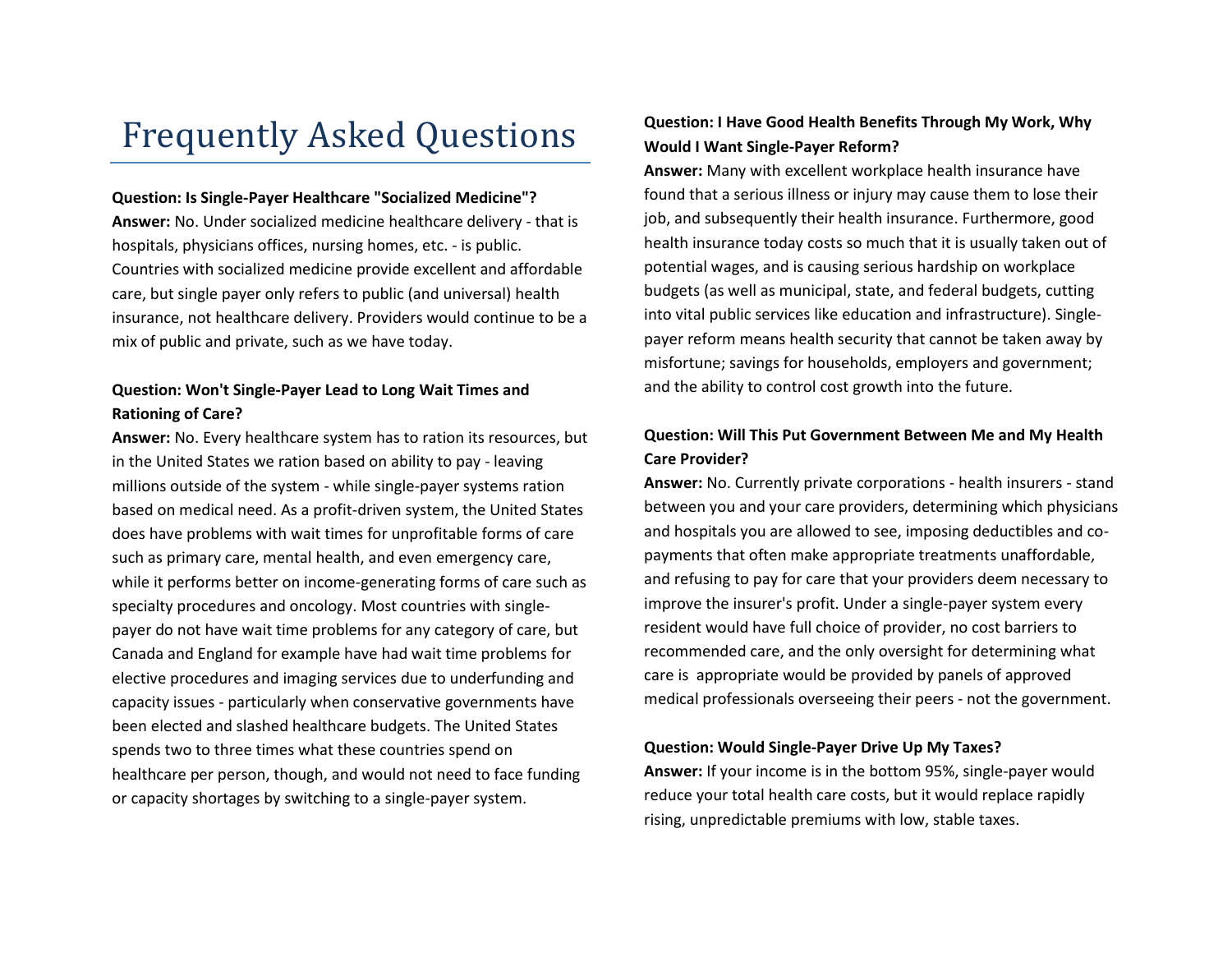# Frequently Asked Questions

**Question: Is Single-Payer Healthcare "Socialized Medicine"?**
**Answer:** No. Under socialized medicine healthcare delivery - that is hospitals, physicians offices, nursing homes, etc. - is public. Countries with socialized medicine provide excellent and affordable care, but single payer only refers to public (and universal) health insurance, not healthcare delivery. Providers would continue to be a mix of public and private, such as we have today.

**Question: Won't Single-Payer Lead to Long Wait Times and Rationing of Care?**
**Answer:** No. Every healthcare system has to ration its resources, but in the United States we ration based on ability to pay - leaving millions outside of the system - while single-payer systems ration based on medical need. As a profit-driven system, the United States does have problems with wait times for unprofitable forms of care such as primary care, mental health, and even emergency care, while it performs better on income-generating forms of care such as specialty procedures and oncology. Most countries with single-payer do not have wait time problems for any category of care, but Canada and England for example have had wait time problems for elective procedures and imaging services due to underfunding and capacity issues - particularly when conservative governments have been elected and slashed healthcare budgets. The United States spends two to three times what these countries spend on healthcare per person, though, and would not need to face funding or capacity shortages by switching to a single-payer system.

**Question: I Have Good Health Benefits Through My Work, Why Would I Want Single-Payer Reform?**
**Answer:** Many with excellent workplace health insurance have found that a serious illness or injury may cause them to lose their job, and subsequently their health insurance. Furthermore, good health insurance today costs so much that it is usually taken out of potential wages, and is causing serious hardship on workplace budgets (as well as municipal, state, and federal budgets, cutting into vital public services like education and infrastructure). Single-payer reform means health security that cannot be taken away by misfortune; savings for households, employers and government; and the ability to control cost growth into the future.

**Question: Will This Put Government Between Me and My Health Care Provider?**
**Answer:** No. Currently private corporations - health insurers - stand between you and your care providers, determining which physicians and hospitals you are allowed to see, imposing deductibles and co-payments that often make appropriate treatments unaffordable, and refusing to pay for care that your providers deem necessary to improve the insurer's profit. Under a single-payer system every resident would have full choice of provider, no cost barriers to recommended care, and the only oversight for determining what care is appropriate would be provided by panels of approved medical professionals overseeing their peers - not the government.

**Question: Would Single-Payer Drive Up My Taxes?**
**Answer:** If your income is in the bottom 95%, single-payer would reduce your total health care costs, but it would replace rapidly rising, unpredictable premiums with low, stable taxes.